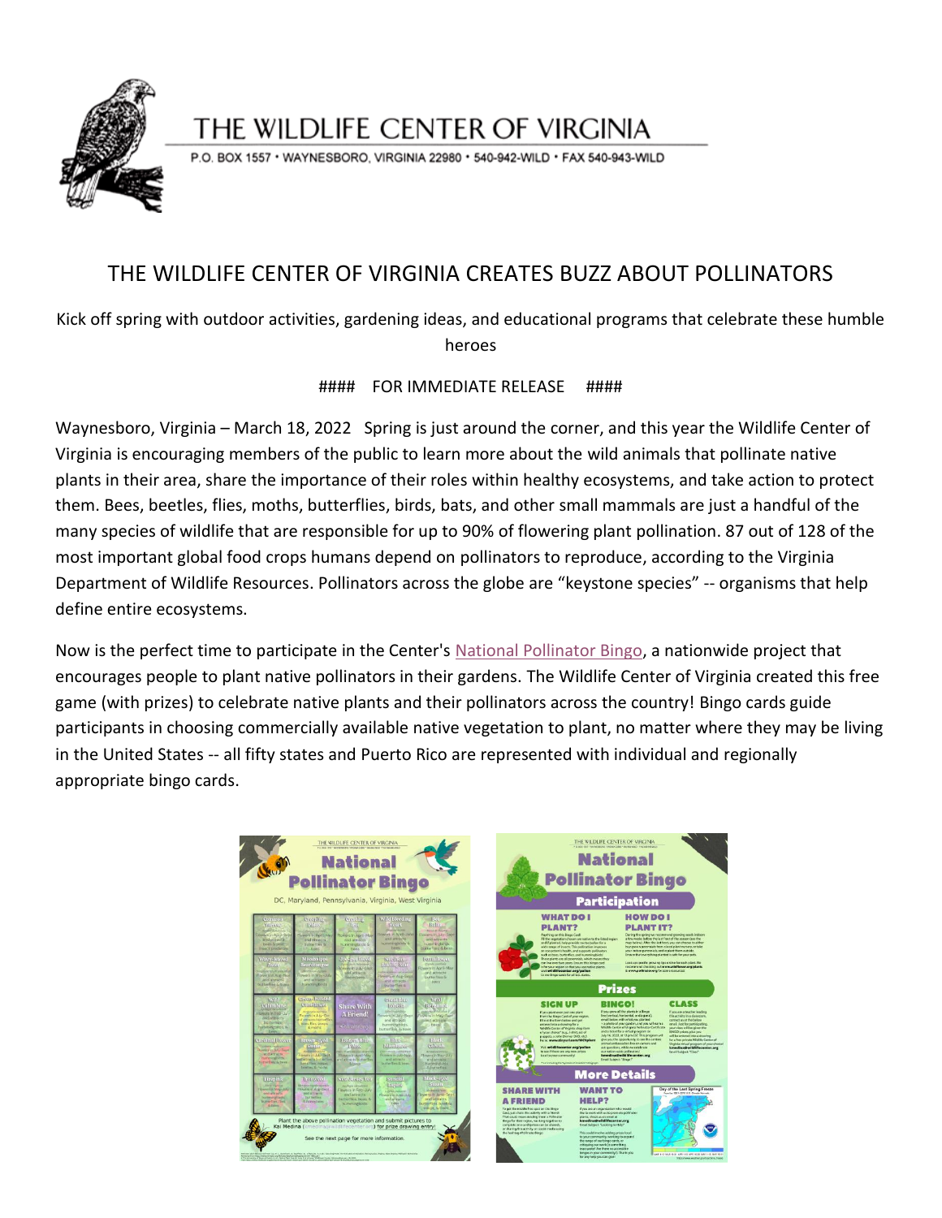# THE WILDLIFE CENTER OF VIRGINIA

P.O. BOX 1557 • WAYNESBORO, VIRGINIA 22980 • 540-942-WILD • FAX 540-943-WILD

## THE WILDLIFE CENTER OF VIRGINIA CREATES BUZZ ABOUT POLLINATORS

Kick off spring with outdoor activities, gardening ideas, and educational programs that celebrate these humble heroes

#### FOR IMMEDIATE RELEASE ####

Waynesboro, Virginia – March 18, 2022 Spring is just around the corner, and this year the Wildlife Center of Virginia is encouraging members of the public to learn more about the wild animals that pollinate native plants in their area, share the importance of their roles within healthy ecosystems, and take action to protect them. Bees, beetles, flies, moths, butterflies, birds, bats, and other small mammals are just a handful of the many species of wildlife that are responsible for up to 90% of flowering plant pollination. 87 out of 128 of the most important global food crops humans depend on pollinators to reproduce, according to the Virginia Department of Wildlife Resources. Pollinators across the globe are "keystone species" -- organisms that help define entire ecosystems.

Now is the perfect time to participate in the Center's National Pollinator Bingo, a nationwide project that encourages people to plant native pollinators in their gardens. The Wildlife Center of Virginia created this free game (with prizes) to celebrate native plants and their pollinators across the country! Bingo cards guide participants in choosing commercially available native vegetation to plant, no matter where they may be living in the United States -- all fifty states and Puerto Rico are represented with individual and regionally appropriate bingo cards.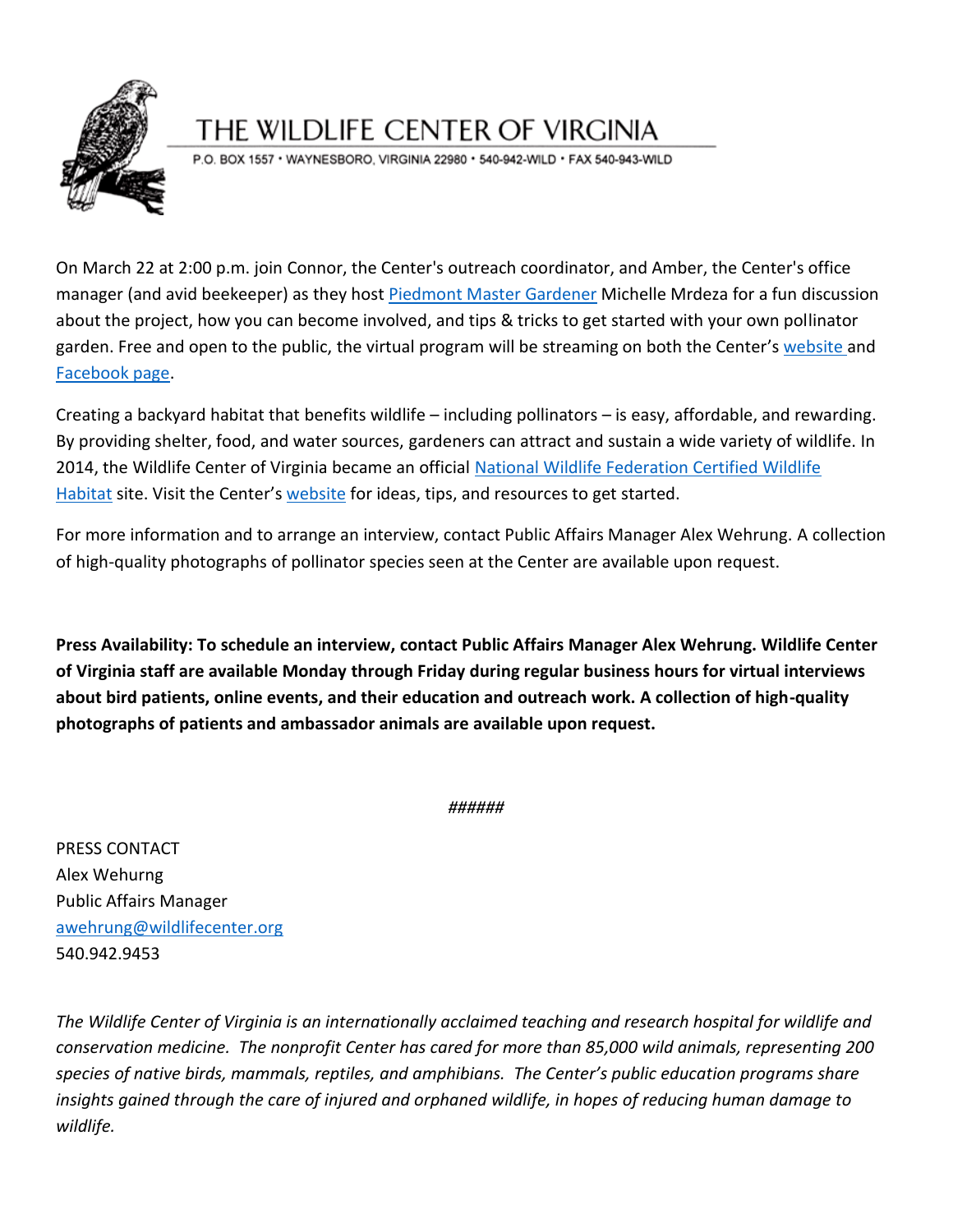# THE WILDLIFE CENTER OF VIRGINIA

P.O. BOX 1557 • WAYNESBORO, VIRGINIA 22980 • 540-942-WILD • FAX 540-943-WILD

On March 22 at 2:00 p.m. join Connor, the Center's outreach coordinator, and Amber, the Center's office manager (and avid beekeeper) as they host Piedmont Master Gardener Michelle Mrdeza for a fun discussion about the project, how you can become involved, and tips & tricks to get started with your own pollinator garden. Free and open to the public, the virtual program will be streaming on both the Center's website and Facebook page.

Creating a backyard habitat that benefits wildlife – including pollinators – is easy, affordable, and rewarding. By providing shelter, food, and water sources, gardeners can attract and sustain a wide variety of wildlife. In 2014, the Wildlife Center of Virginia became an official National Wildlife Federation Certified Wildlife Habitat site. Visit the Center's website for ideas, tips, and resources to get started.

For more information and to arrange an interview, contact Public Affairs Manager Alex Wehrung. A collection of high-quality photographs of pollinator species seen at the Center are available upon request.

**Press Availability: To schedule an interview, contact Public Affairs Manager Alex Wehrung. Wildlife Center of Virginia staff are available Monday through Friday during regular business hours for virtual interviews about bird patients, online events, and their education and outreach work. A collection of high-quality photographs of patients and ambassador animals are available upon request.**

*######*

PRESS CONTACT
Alex Wehurng
Public Affairs Manager
awehrung@wildlifecenter.org
540.942.9453

*The Wildlife Center of Virginia is an internationally acclaimed teaching and research hospital for wildlife and conservation medicine. The nonprofit Center has cared for more than 85,000 wild animals, representing 200 species of native birds, mammals, reptiles, and amphibians. The Center's public education programs share insights gained through the care of injured and orphaned wildlife, in hopes of reducing human damage to wildlife.*